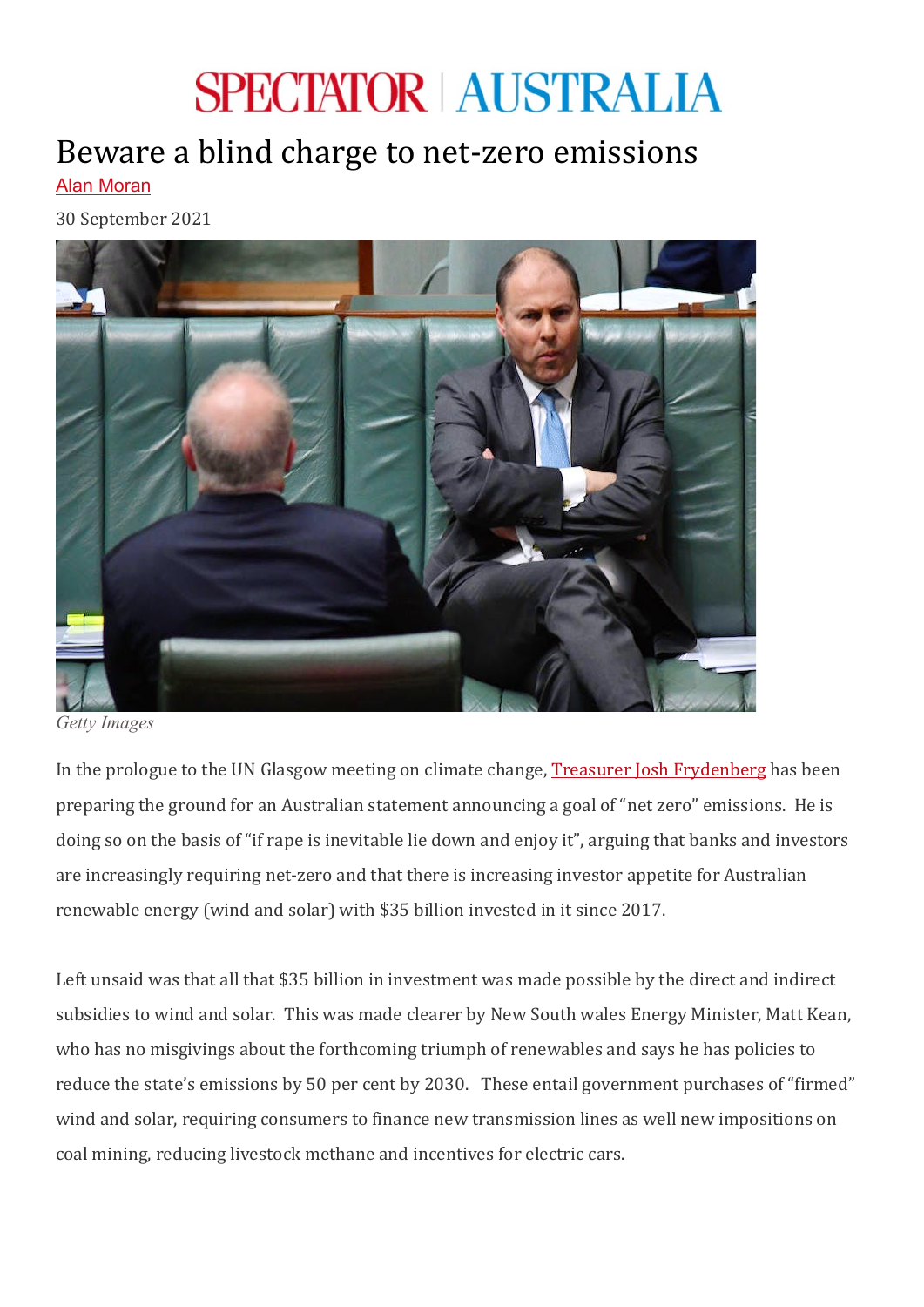# Beware a blind charge to net-zero emissions

Alan Moran

30 September 2021

Getty Images

In the prologue to the UN Glasgow meeting on climate change, Treasurer Josh Frydenberg has been preparing the ground for an Australian statement announcing a goal of "net zero" emissions. He is doing so on the basis of "if rape is inevitable lie down and enjoy it", arguing that banks and investors are increasingly requiring net-zero and that there is increasing investor appetite for Australian renewable energy (wind and solar) with $35 billion invested in it since 2017.

Left unsaid was that all that $35 billion in investment was made possible by the direct and indirect subsidies to wind and solar. This was made clearer by New South wales Energy Minister, Matt Kean, who has no misgivings about the forthcoming triumph of renewables and says he has policies to reduce the state's emissions by 50 per cent by 2030. These entail government purchases of "firmed" wind and solar, requiring consumers to finance new transmission lines as well new impositions on coal mining, reducing livestock methane and incentives for electric cars.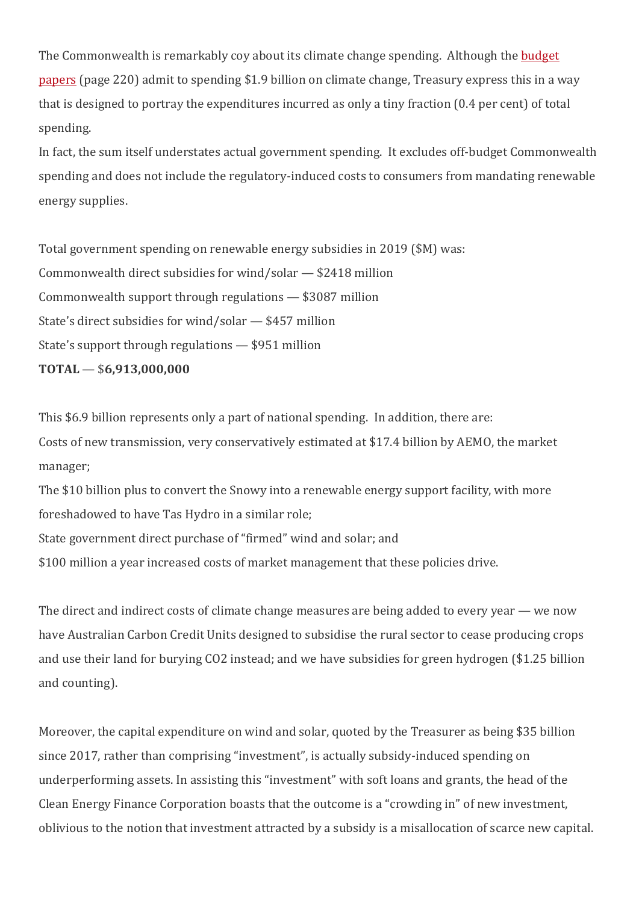The Commonwealth is remarkably coy about its climate change spending. Although the budget papers (page 220) admit to spending $1.9 billion on climate change, Treasury express this in a way that is designed to portray the expenditures incurred as only a tiny fraction (0.4 per cent) of total spending.

In fact, the sum itself understates actual government spending. It excludes off-budget Commonwealth spending and does not include the regulatory-induced costs to consumers from mandating renewable energy supplies.

Total government spending on renewable energy subsidies in 2019 ($M) was:

Commonwealth direct subsidies for wind/solar — $2418 million

Commonwealth support through regulations — $3087 million

State's direct subsidies for wind/solar — $457 million

State's support through regulations — $951 million

**TOTAL** — $**6,913,000,000**

This $6.9 billion represents only a part of national spending. In addition, there are:

Costs of new transmission, very conservatively estimated at $17.4 billion by AEMO, the market manager;

The $10 billion plus to convert the Snowy into a renewable energy support facility, with more foreshadowed to have Tas Hydro in a similar role;

State government direct purchase of "firmed" wind and solar; and

$100 million a year increased costs of market management that these policies drive.

The direct and indirect costs of climate change measures are being added to every year — we now have Australian Carbon Credit Units designed to subsidise the rural sector to cease producing crops and use their land for burying $CO_2$ instead; and we have subsidies for green hydrogen ($1.25 billion and counting).

Moreover, the capital expenditure on wind and solar, quoted by the Treasurer as being $35 billion since 2017, rather than comprising "investment", is actually subsidy-induced spending on underperforming assets. In assisting this "investment" with soft loans and grants, the head of the Clean Energy Finance Corporation boasts that the outcome is a "crowding in" of new investment, oblivious to the notion that investment attracted by a subsidy is a misallocation of scarce new capital.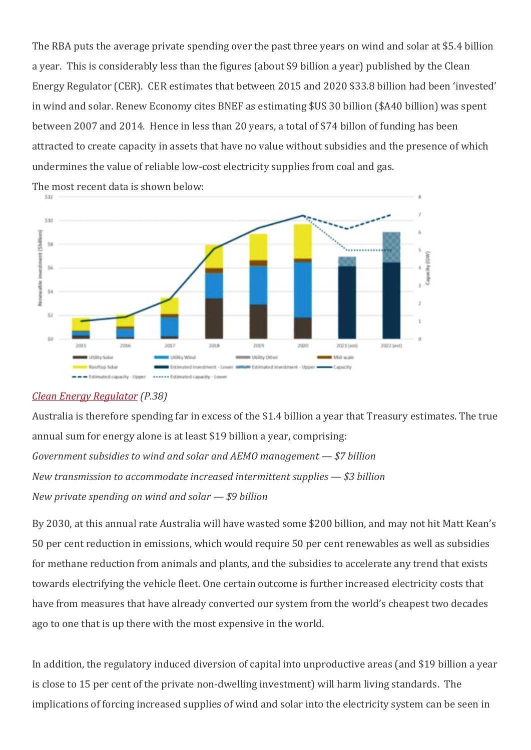The RBA puts the average private spending over the past three years on wind and solar at $5.4 billion a year. This is considerably less than the figures (about $9 billion a year) published by the Clean Energy Regulator (CER). CER estimates that between 2015 and 2020 $33.8 billion had been 'invested' in wind and solar. Renew Economy cites BNEF as estimating $US 30 billion ($A40 billion) was spent between 2007 and 2014. Hence in less than 20 years, a total of $74 billon of funding has been attracted to create capacity in assets that have no value without subsidies and the presence of which undermines the value of reliable low-cost electricity supplies from coal and gas.

The most recent data is shown below:

*Clean Energy Regulator* (P.38)

Australia is therefore spending far in excess of the $1.4 billion a year that Treasury estimates. The true annual sum for energy alone is at least $19 billion a year, comprising:

*Government subsidies to wind and solar and AEMO management — $7 billion*

*New transmission to accommodate increased intermittent supplies — $3 billion*

*New private spending on wind and solar — $9 billion*

By 2030, at this annual rate Australia will have wasted some $200 billion, and may not hit Matt Kean's 50 per cent reduction in emissions, which would require 50 per cent renewables as well as subsidies for methane reduction from animals and plants, and the subsidies to accelerate any trend that exists towards electrifying the vehicle fleet. One certain outcome is further increased electricity costs that have from measures that have already converted our system from the world's cheapest two decades ago to one that is up there with the most expensive in the world.

In addition, the regulatory induced diversion of capital into unproductive areas (and $19 billion a year is close to 15 per cent of the private non-dwelling investment) will harm living standards. The implications of forcing increased supplies of wind and solar into the electricity system can be seen in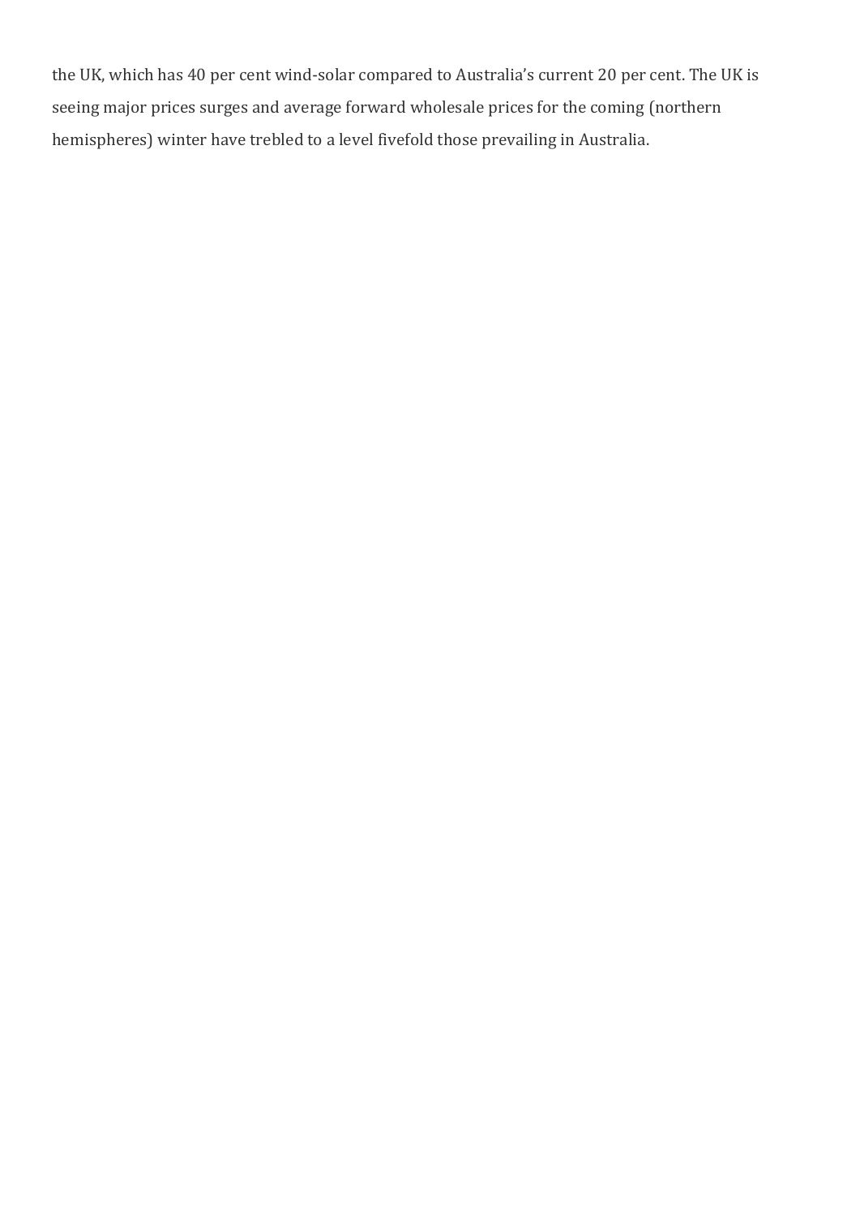the UK, which has 40 per cent wind-solar compared to Australia's current 20 per cent. The UK is seeing major prices surges and average forward wholesale prices for the coming (northern hemispheres) winter have trebled to a level fivefold those prevailing in Australia.